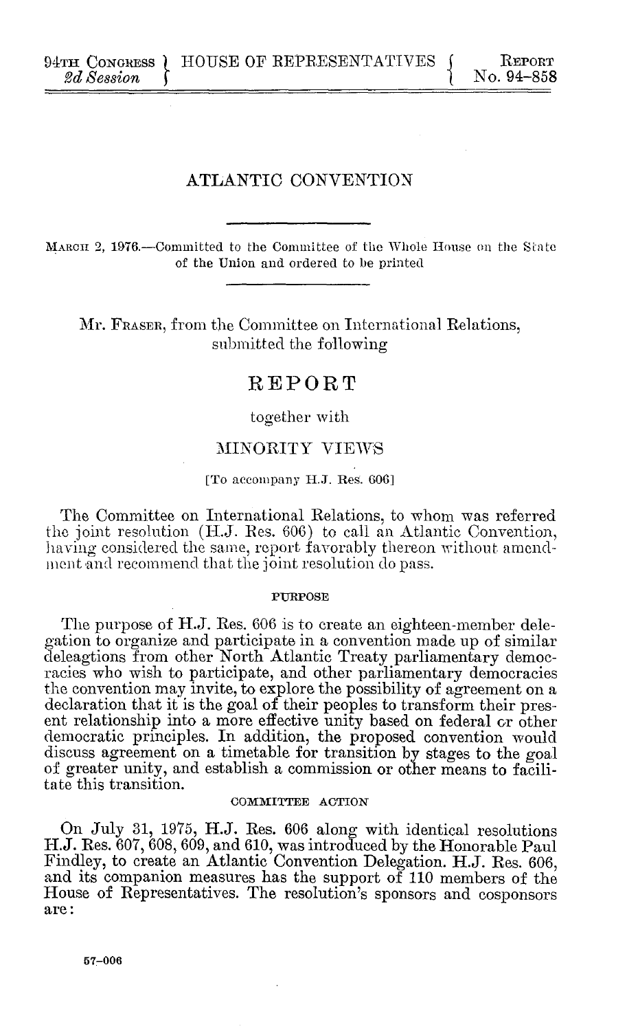94TH CONGRESS
*2d Session*

HOUSE OF REPRESENTATIVES

REPORT
No. 94–858

# ATLANTIC CONVENTION

MARCH 2, 1976.—Committed to the Committee of the Whole House on the State of the Union and ordered to be printed

Mr. FRASER, from the Committee on International Relations, submitted the following

## REPORT

together with

## MINORITY VIEWS

[To accompany H.J. Res. 606]

The Committee on International Relations, to whom was referred the joint resolution (H.J. Res. 606) to call an Atlantic Convention, having considered the same, report favorably thereon without amendment and recommend that the joint resolution do pass.

### PURPOSE

The purpose of H.J. Res. 606 is to create an eighteen-member delegation to organize and participate in a convention made up of similar deleagtions from other North Atlantic Treaty parliamentary democracies who wish to participate, and other parliamentary democracies the convention may invite, to explore the possibility of agreement on a declaration that it is the goal of their peoples to transform their present relationship into a more effective unity based on federal or other democratic principles. In addition, the proposed convention would discuss agreement on a timetable for transition by stages to the goal of greater unity, and establish a commission or other means to facilitate this transition.

### COMMITTEE ACTION

On July 31, 1975, H.J. Res. 606 along with identical resolutions H.J. Res. 607, 608, 609, and 610, was introduced by the Honorable Paul Findley, to create an Atlantic Convention Delegation. H.J. Res. 606, and its companion measures has the support of 110 members of the House of Representatives. The resolution's sponsors and cosponsors are:

57–006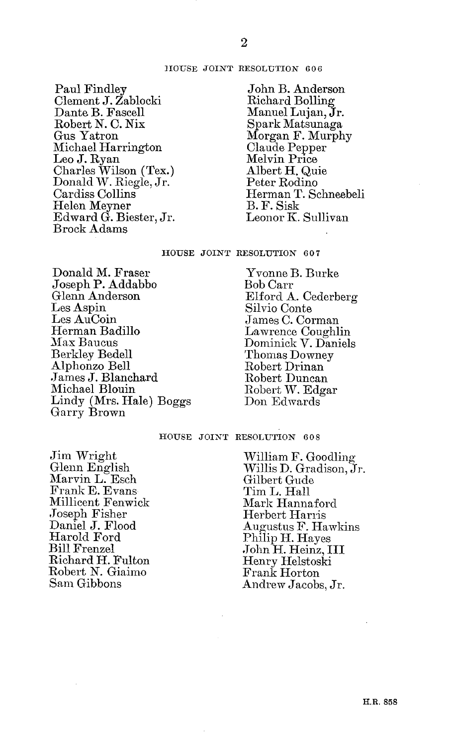HOUSE JOINT RESOLUTION 606

Paul Findley
Clement J. Zablocki
Dante B. Fascell
Robert N. C. Nix
Gus Yatron
Michael Harrington
Leo J. Ryan
Charles Wilson (Tex.)
Donald W. Riegle, Jr.
Cardiss Collins
Helen Meyner
Edward G. Biester, Jr.
Brock Adams
John B. Anderson
Richard Bolling
Manuel Lujan, Jr.
Spark Matsunaga
Morgan F. Murphy
Claude Pepper
Melvin Price
Albert H. Quie
Peter Rodino
Herman T. Schneebeli
B. F. Sisk
Leonor K. Sullivan

HOUSE JOINT RESOLUTION 607

Donald M. Fraser
Joseph P. Addabbo
Glenn Anderson
Les Aspin
Les AuCoin
Herman Badillo
Max Baucus
Berkley Bedell
Alphonzo Bell
James J. Blanchard
Michael Blouin
Lindy (Mrs. Hale) Boggs
Garry Brown
Yvonne B. Burke
Bob Carr
Elford A. Cederberg
Silvio Conte
James C. Corman
Lawrence Coughlin
Dominick V. Daniels
Thomas Downey
Robert Drinan
Robert Duncan
Robert W. Edgar
Don Edwards

HOUSE JOINT RESOLUTION 608

Jim Wright
Glenn English
Marvin L. Esch
Frank E. Evans
Millicent Fenwick
Joseph Fisher
Daniel J. Flood
Harold Ford
Bill Frenzel
Richard H. Fulton
Robert N. Giaimo
Sam Gibbons
William F. Goodling
Willis D. Gradison, Jr.
Gilbert Gude
Tim L. Hall
Mark Hannaford
Herbert Harris
Augustus F. Hawkins
Philip H. Hayes
John H. Heinz, III
Henry Helstoski
Frank Horton
Andrew Jacobs, Jr.

H.R. 858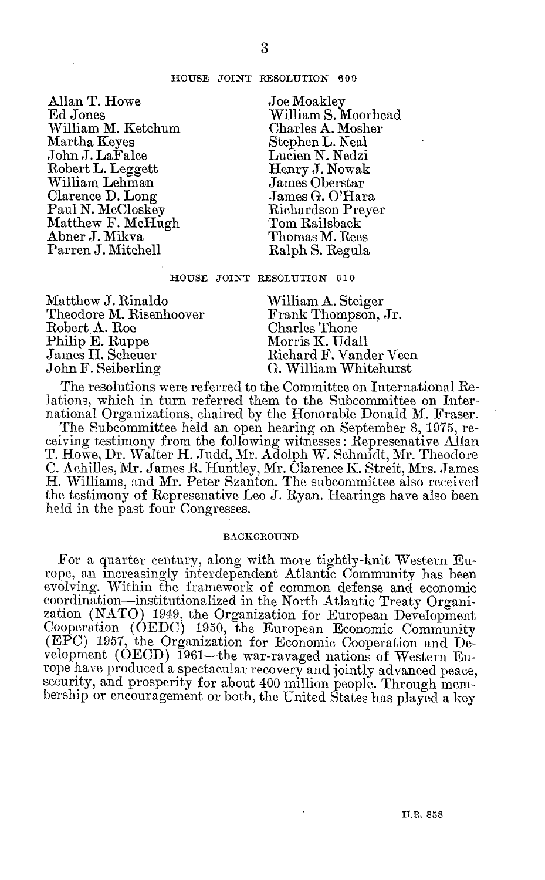HOUSE JOINT RESOLUTION 609

Allan T. Howe
Ed Jones
William M. Ketchum
Martha Keyes
John J. LaFalce
Robert L. Leggett
William Lehman
Clarence D. Long
Paul N. McCloskey
Matthew F. McHugh
Abner J. Mikva
Parren J. Mitchell
Joe Moakley
William S. Moorhead
Charles A. Mosher
Stephen L. Neal
Lucien N. Nedzi
Henry J. Nowak
James Oberstar
James G. O'Hara
Richardson Preyer
Tom Railsback
Thomas M. Rees
Ralph S. Regula

HOUSE JOINT RESOLUTION 610

Matthew J. Rinaldo
Theodore M. Risenhoover
Robert A. Roe
Philip E. Ruppe
James H. Scheuer
John F. Seiberling
William A. Steiger
Frank Thompson, Jr.
Charles Thone
Morris K. Udall
Richard F. Vander Veen
G. William Whitehurst

The resolutions were referred to the Committee on International Relations, which in turn referred them to the Subcommittee on International Organizations, chaired by the Honorable Donald M. Fraser.

The Subcommittee held an open hearing on September 8, 1975, receiving testimony from the following witnesses: Represenative Allan T. Howe, Dr. Walter H. Judd, Mr. Adolph W. Schmidt, Mr. Theodore C. Achilles, Mr. James R. Huntley, Mr. Clarence K. Streit, Mrs. James H. Williams, and Mr. Peter Szanton. The subcommittee also received the testimony of Represenative Leo J. Ryan. Hearings have also been held in the past four Congresses.

## BACKGROUND

For a quarter century, along with more tightly-knit Western Europe, an increasingly interdependent Atlantic Community has been evolving. Within the framework of common defense and economic coordination—institutionalized in the North Atlantic Treaty Organization (NATO) 1949, the Organization for European Development Cooperation (OEDC) 1950, the European Economic Community (EPC) 1957, the Organization for Economic Cooperation and Development (OECD) 1961—the war-ravaged nations of Western Europe have produced a spectacular recovery and jointly advanced peace, security, and prosperity for about 400 million people. Through membership or encouragement or both, the United States has played a key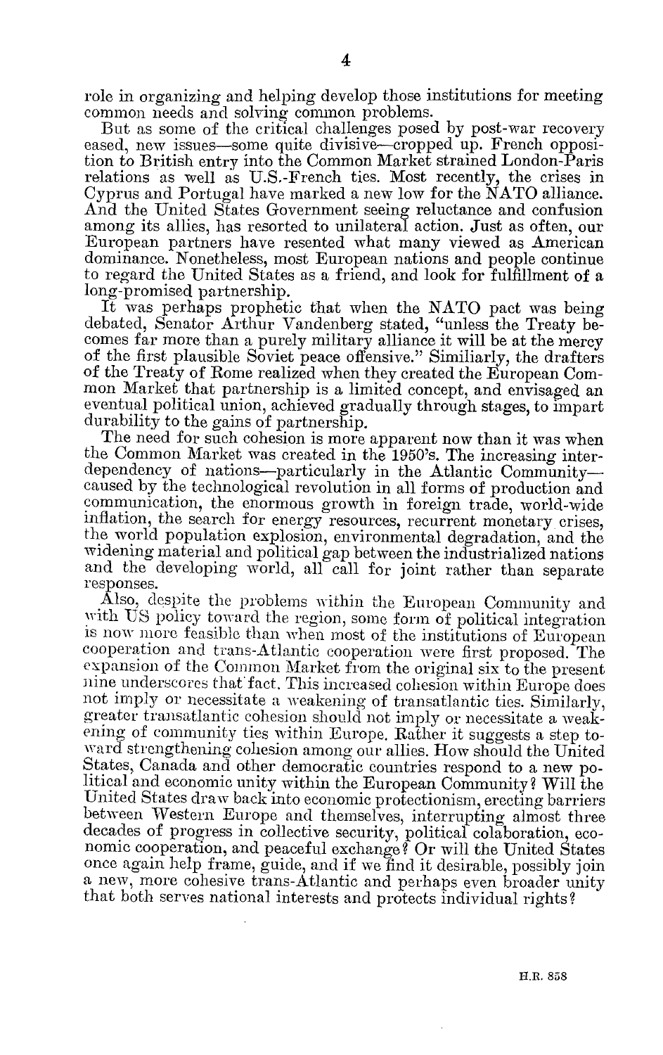role in organizing and helping develop those institutions for meeting common needs and solving common problems.

But as some of the critical challenges posed by post-war recovery eased, new issues—some quite divisive—cropped up. French opposition to British entry into the Common Market strained London-Paris relations as well as U.S.-French ties. Most recently, the crises in Cyprus and Portugal have marked a new low for the NATO alliance. And the United States Government seeing reluctance and confusion among its allies, has resorted to unilateral action. Just as often, our European partners have resented what many viewed as American dominance. Nonetheless, most European nations and people continue to regard the United States as a friend, and look for fulfillment of a long-promised partnership.

It was perhaps prophetic that when the NATO pact was being debated, Senator Arthur Vandenberg stated, "unless the Treaty becomes far more than a purely military alliance it will be at the mercy of the first plausible Soviet peace offensive." Similiarly, the drafters of the Treaty of Rome realized when they created the European Common Market that partnership is a limited concept, and envisaged an eventual political union, achieved gradually through stages, to impart durability to the gains of partnership.

The need for such cohesion is more apparent now than it was when the Common Market was created in the 1950's. The increasing interdependency of nations—particularly in the Atlantic Community—caused by the technological revolution in all forms of production and communication, the enormous growth in foreign trade, world-wide inflation, the search for energy resources, recurrent monetary crises, the world population explosion, environmental degradation, and the widening material and political gap between the industrialized nations and the developing world, all call for joint rather than separate responses.

Also, despite the problems within the European Community and with US policy toward the region, some form of political integration is now more feasible than when most of the institutions of European cooperation and trans-Atlantic cooperation were first proposed. The expansion of the Common Market from the original six to the present nine underscores that fact. This increased cohesion within Europe does not imply or necessitate a weakening of transatlantic ties. Similarly, greater transatlantic cohesion should not imply or necessitate a weakening of community ties within Europe. Rather it suggests a step toward strengthening cohesion among our allies. How should the United States, Canada and other democratic countries respond to a new political and economic unity within the European Community? Will the United States draw back into economic protectionism, erecting barriers between Western Europe and themselves, interrupting almost three decades of progress in collective security, political colaboration, economic cooperation, and peaceful exchange? Or will the United States once again help frame, guide, and if we find it desirable, possibly join a new, more cohesive trans-Atlantic and perhaps even broader unity that both serves national interests and protects individual rights?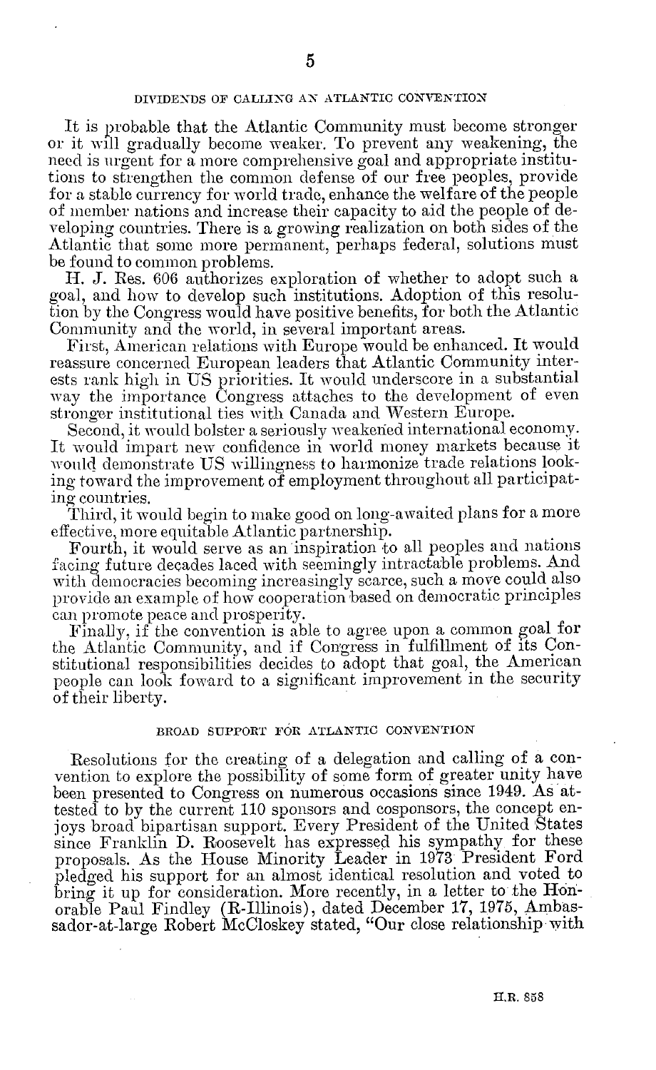## DIVIDENDS OF CALLING AN ATLANTIC CONVENTION

It is probable that the Atlantic Community must become stronger or it will gradually become weaker. To prevent any weakening, the need is urgent for a more comprehensive goal and appropriate institutions to strengthen the common defense of our free peoples, provide for a stable currency for world trade, enhance the welfare of the people of member nations and increase their capacity to aid the people of developing countries. There is a growing realization on both sides of the Atlantic that some more permanent, perhaps federal, solutions must be found to common problems.

H. J. Res. 606 authorizes exploration of whether to adopt such a goal, and how to develop such institutions. Adoption of this resolution by the Congress would have positive benefits, for both the Atlantic Community and the world, in several important areas.

First, American relations with Europe would be enhanced. It would reassure concerned European leaders that Atlantic Community interests rank high in US priorities. It would underscore in a substantial way the importance Congress attaches to the development of even stronger institutional ties with Canada and Western Europe.

Second, it would bolster a seriously weakened international economy. It would impart new confidence in world money markets because it would demonstrate US willingness to harmonize trade relations looking toward the improvement of employment throughout all participating countries.

Third, it would begin to make good on long-awaited plans for a more effective, more equitable Atlantic partnership.

Fourth, it would serve as an inspiration to all peoples and nations facing future decades laced with seemingly intractable problems. And with democracies becoming increasingly scarce, such a move could also provide an example of how cooperation based on democratic principles can promote peace and prosperity.

Finally, if the convention is able to agree upon a common goal for the Atlantic Community, and if Congress in fulfillment of its Constitutional responsibilities decides to adopt that goal, the American people can look foward to a significant improvement in the security of their liberty.

## BROAD SUPPORT FOR ATLANTIC CONVENTION

Resolutions for the creating of a delegation and calling of a convention to explore the possibility of some form of greater unity have been presented to Congress on numerous occasions since 1949. As attested to by the current 110 sponsors and cosponsors, the concept enjoys broad bipartisan support. Every President of the United States since Franklin D. Roosevelt has expressed his sympathy for these proposals. As the House Minority Leader in 1973 President Ford pledged his support for an almost identical resolution and voted to bring it up for consideration. More recently, in a letter to the Honorable Paul Findley (R-Illinois), dated December 17, 1975, Ambassador-at-large Robert McCloskey stated, "Our close relationship with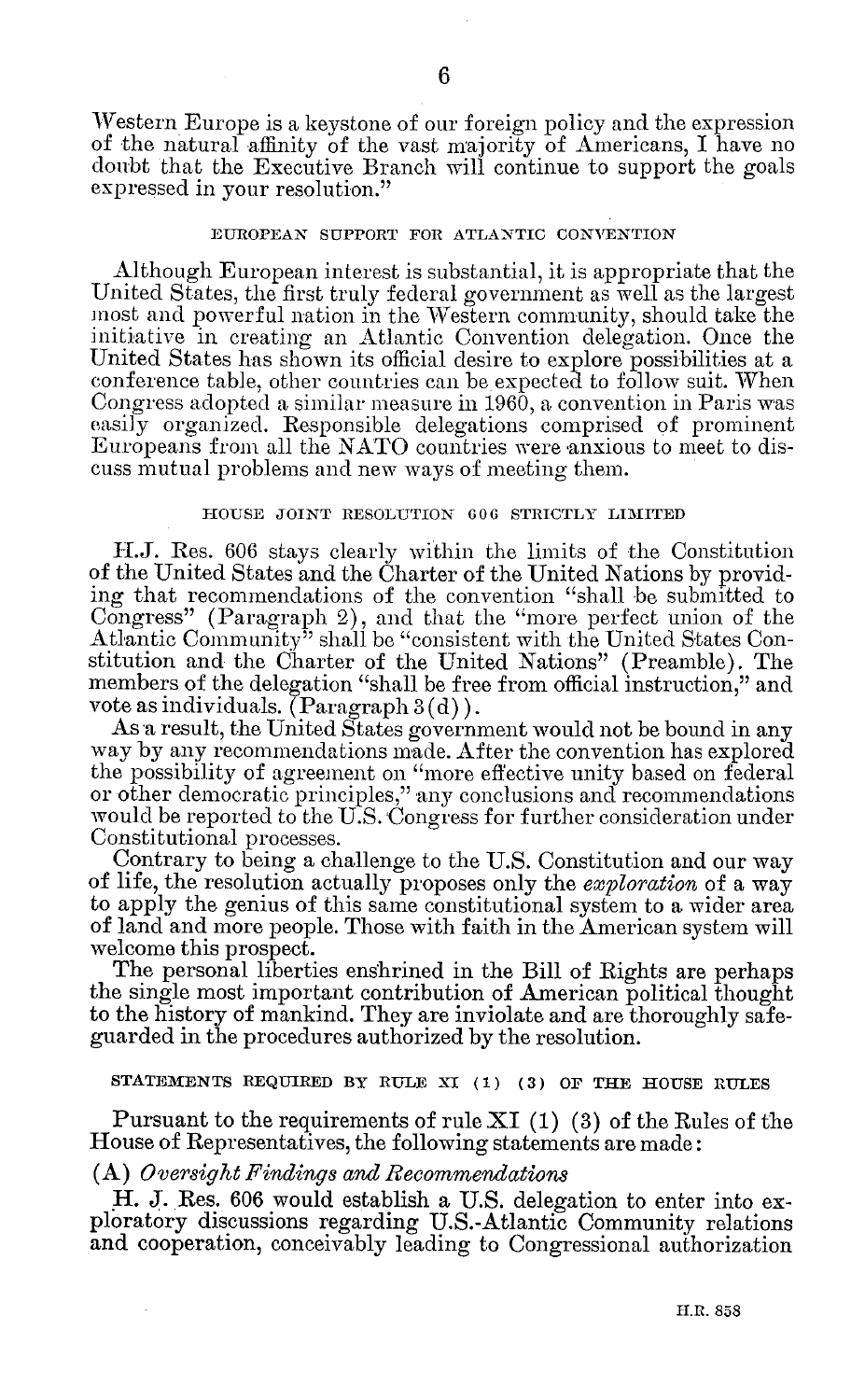Western Europe is a keystone of our foreign policy and the expression of the natural affinity of the vast majority of Americans, I have no doubt that the Executive Branch will continue to support the goals expressed in your resolution."

### EUROPEAN SUPPORT FOR ATLANTIC CONVENTION

Although European interest is substantial, it is appropriate that the United States, the first truly federal government as well as the largest most and powerful nation in the Western community, should take the initiative in creating an Atlantic Convention delegation. Once the United States has shown its official desire to explore possibilities at a conference table, other countries can be expected to follow suit. When Congress adopted a similar measure in 1960, a convention in Paris was easily organized. Responsible delegations comprised of prominent Europeans from all the NATO countries were anxious to meet to discuss mutual problems and new ways of meeting them.

### HOUSE JOINT RESOLUTION 606 STRICTLY LIMITED

H.J. Res. 606 stays clearly within the limits of the Constitution of the United States and the Charter of the United Nations by providing that recommendations of the convention "shall be submitted to Congress" (Paragraph 2), and that the "more perfect union of the Atlantic Community" shall be "consistent with the United States Constitution and the Charter of the United Nations" (Preamble). The members of the delegation "shall be free from official instruction," and vote as individuals. (Paragraph 3(d)).

As a result, the United States government would not be bound in any way by any recommendations made. After the convention has explored the possibility of agreement on "more effective unity based on federal or other democratic principles," any conclusions and recommendations would be reported to the U.S. Congress for further consideration under Constitutional processes.

Contrary to being a challenge to the U.S. Constitution and our way of life, the resolution actually proposes only the *exploration* of a way to apply the genius of this same constitutional system to a wider area of land and more people. Those with faith in the American system will welcome this prospect.

The personal liberties enshrined in the Bill of Rights are perhaps the single most important contribution of American political thought to the history of mankind. They are inviolate and are thoroughly safeguarded in the procedures authorized by the resolution.

### STATEMENTS REQUIRED BY RULE XI (1) (3) OF THE HOUSE RULES

Pursuant to the requirements of rule XI (1) (3) of the Rules of the House of Representatives, the following statements are made:

(A) *Oversight Findings and Recommendations*

H. J. Res. 606 would establish a U.S. delegation to enter into exploratory discussions regarding U.S.-Atlantic Community relations and cooperation, conceivably leading to Congressional authorization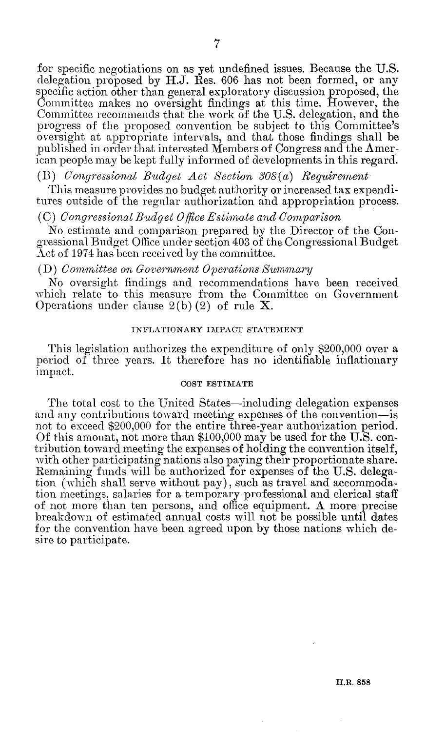for specific negotiations on as yet undefined issues. Because the U.S. delegation proposed by H.J. Res. 606 has not been formed, or any specific action other than general exploratory discussion proposed, the Committee makes no oversight findings at this time. However, the Committee recommends that the work of the U.S. delegation, and the progress of the proposed convention be subject to this Committee's oversight at appropriate intervals, and that those findings shall be published in order that interested Members of Congress and the American people may be kept fully informed of developments in this regard.

(B) *Congressional Budget Act Section 308(a) Requirement*

This measure provides no budget authority or increased tax expenditures outside of the regular authorization and appropriation process.

(C) *Congressional Budget Office Estimate and Comparison*

No estimate and comparison prepared by the Director of the Congressional Budget Office under section 403 of the Congressional Budget Act of 1974 has been received by the committee.

(D) *Committee on Government Operations Summary*

No oversight findings and recommendations have been received which relate to this measure from the Committee on Government Operations under clause 2(b)(2) of rule **X**.

## INFLATIONARY IMPACT STATEMENT

This legislation authorizes the expenditure of only $200,000 over a period of three years. It therefore has no identifiable inflationary impact.

## COST ESTIMATE

The total cost to the United States—including delegation expenses and any contributions toward meeting expenses of the convention—is not to exceed $200,000 for the entire three-year authorization period. Of this amount, not more than $100,000 may be used for the U.S. contribution toward meeting the expenses of holding the convention itself, with other participating nations also paying their proportionate share. Remaining funds will be authorized for expenses of the U.S. delegation (which shall serve without pay), such as travel and accommodation meetings, salaries for a temporary professional and clerical staff of not more than ten persons, and office equipment. A more precise breakdown of estimated annual costs will not be possible until dates for the convention have been agreed upon by those nations which desire to participate.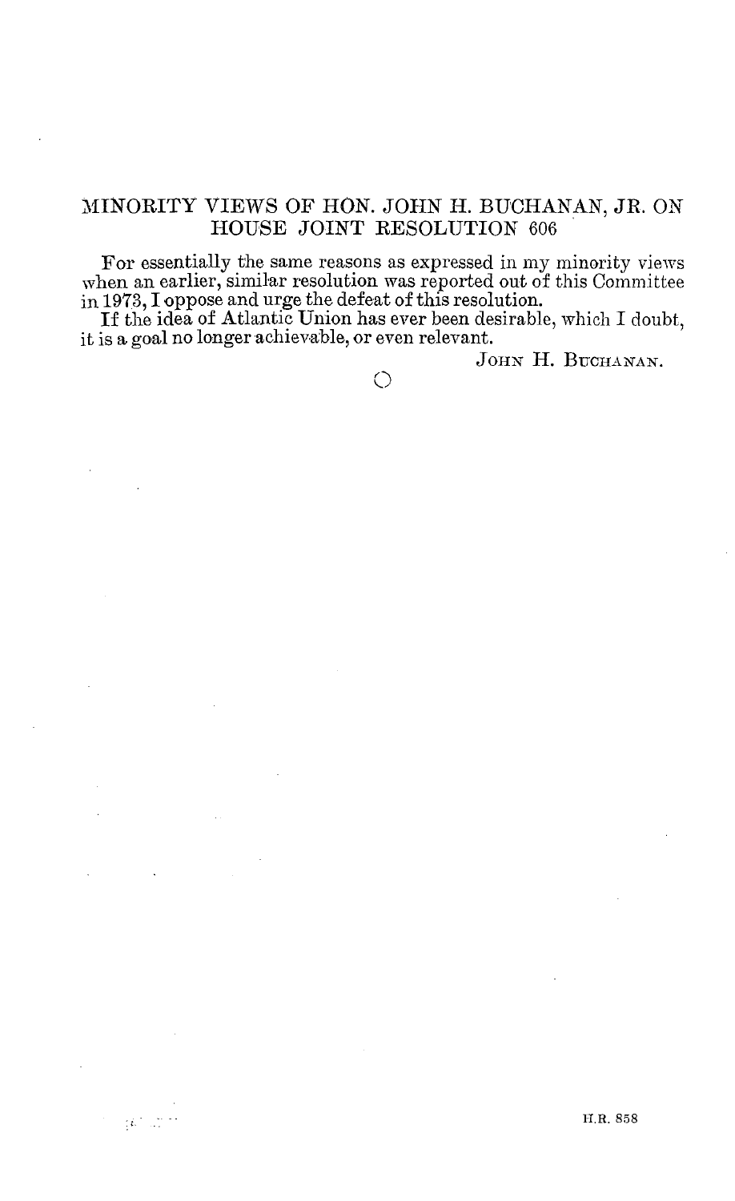## MINORITY VIEWS OF HON. JOHN H. BUCHANAN, JR. ON HOUSE JOINT RESOLUTION 606

For essentially the same reasons as expressed in my minority views when an earlier, similar resolution was reported out of this Committee in 1973, I oppose and urge the defeat of this resolution.

If the idea of Atlantic Union has ever been desirable, which I doubt, it is a goal no longer achievable, or even relevant.

JOHN H. BUCHANAN.

H.R. 858